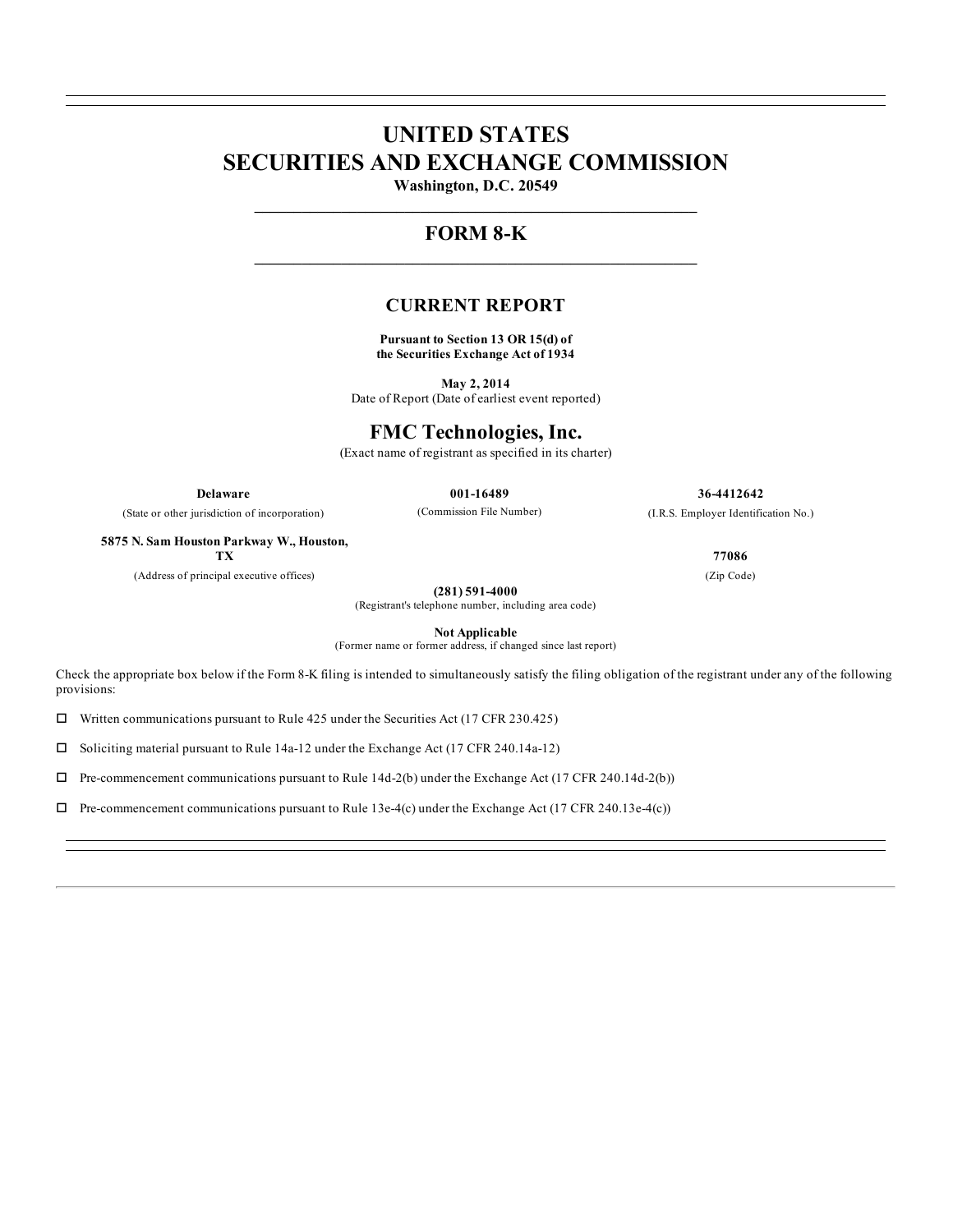# UNITED STATES
# SECURITIES AND EXCHANGE COMMISSION

**Washington, D.C. 20549**

---

## FORM 8-K

---

## CURRENT REPORT

**Pursuant to Section 13 OR 15(d) of**
**the Securities Exchange Act of 1934**

**May 2, 2014**
Date of Report (Date of earliest event reported)

## FMC Technologies, Inc.

(Exact name of registrant as specified in its charter)

| **Delaware** | **001-16489** | **36-4412642** |
|---|---|---|
| (State or other jurisdiction of incorporation) | (Commission File Number) | (I.R.S. Employer Identification No.) |

| **5875 N. Sam Houston Parkway W., Houston, TX** | **77086** |
|---|---|
| (Address of principal executive offices) | (Zip Code) |

**(281) 591-4000**
(Registrant's telephone number, including area code)

**Not Applicable**
(Former name or former address, if changed since last report)

Check the appropriate box below if the Form 8-K filing is intended to simultaneously satisfy the filing obligation of the registrant under any of the following provisions:

☐ Written communications pursuant to Rule 425 under the Securities Act (17 CFR 230.425)

☐ Soliciting material pursuant to Rule 14a-12 under the Exchange Act (17 CFR 240.14a-12)

☐ Pre-commencement communications pursuant to Rule 14d-2(b) under the Exchange Act (17 CFR 240.14d-2(b))

☐ Pre-commencement communications pursuant to Rule 13e-4(c) under the Exchange Act (17 CFR 240.13e-4(c))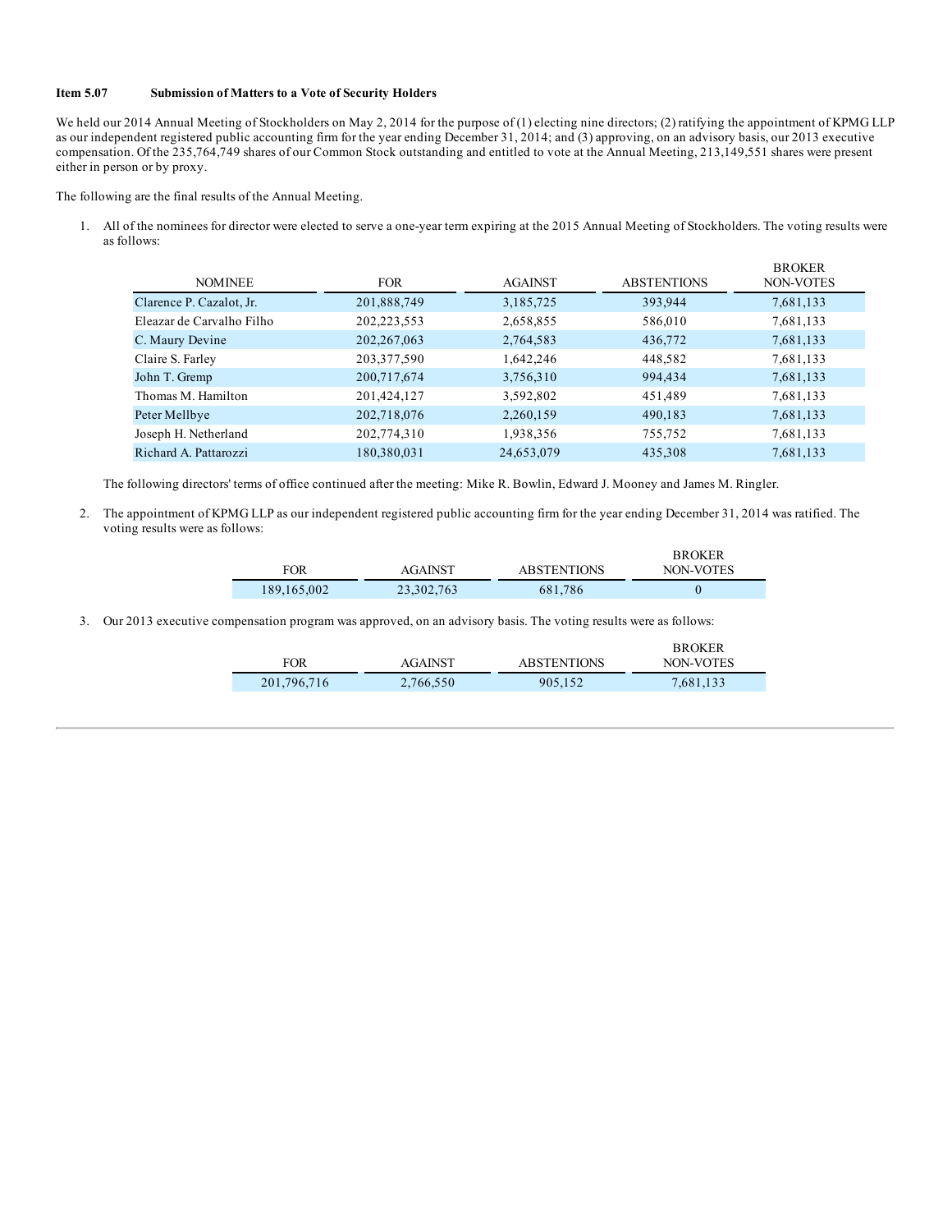**Item 5.07 Submission of Matters to a Vote of Security Holders**

We held our 2014 Annual Meeting of Stockholders on May 2, 2014 for the purpose of (1) electing nine directors; (2) ratifying the appointment of KPMG LLP as our independent registered public accounting firm for the year ending December 31, 2014; and (3) approving, on an advisory basis, our 2013 executive compensation. Of the 235,764,749 shares of our Common Stock outstanding and entitled to vote at the Annual Meeting, 213,149,551 shares were present either in person or by proxy.

The following are the final results of the Annual Meeting.

1. All of the nominees for director were elected to serve a one-year term expiring at the 2015 Annual Meeting of Stockholders. The voting results were as follows:

| NOMINEE | FOR | AGAINST | ABSTENTIONS | BROKER NON-VOTES |
|---|---|---|---|---|
| Clarence P. Cazalot, Jr. | 201,888,749 | 3,185,725 | 393,944 | 7,681,133 |
| Eleazar de Carvalho Filho | 202,223,553 | 2,658,855 | 586,010 | 7,681,133 |
| C. Maury Devine | 202,267,063 | 2,764,583 | 436,772 | 7,681,133 |
| Claire S. Farley | 203,377,590 | 1,642,246 | 448,582 | 7,681,133 |
| John T. Gremp | 200,717,674 | 3,756,310 | 994,434 | 7,681,133 |
| Thomas M. Hamilton | 201,424,127 | 3,592,802 | 451,489 | 7,681,133 |
| Peter Mellbye | 202,718,076 | 2,260,159 | 490,183 | 7,681,133 |
| Joseph H. Netherland | 202,774,310 | 1,938,356 | 755,752 | 7,681,133 |
| Richard A. Pattarozzi | 180,380,031 | 24,653,079 | 435,308 | 7,681,133 |

The following directors' terms of office continued after the meeting: Mike R. Bowlin, Edward J. Mooney and James M. Ringler.

2. The appointment of KPMG LLP as our independent registered public accounting firm for the year ending December 31, 2014 was ratified. The voting results were as follows:

| FOR | AGAINST | ABSTENTIONS | BROKER NON-VOTES |
|---|---|---|---|
| 189,165,002 | 23,302,763 | 681,786 | 0 |

3. Our 2013 executive compensation program was approved, on an advisory basis. The voting results were as follows:

| FOR | AGAINST | ABSTENTIONS | BROKER NON-VOTES |
|---|---|---|---|
| 201,796,716 | 2,766,550 | 905,152 | 7,681,133 |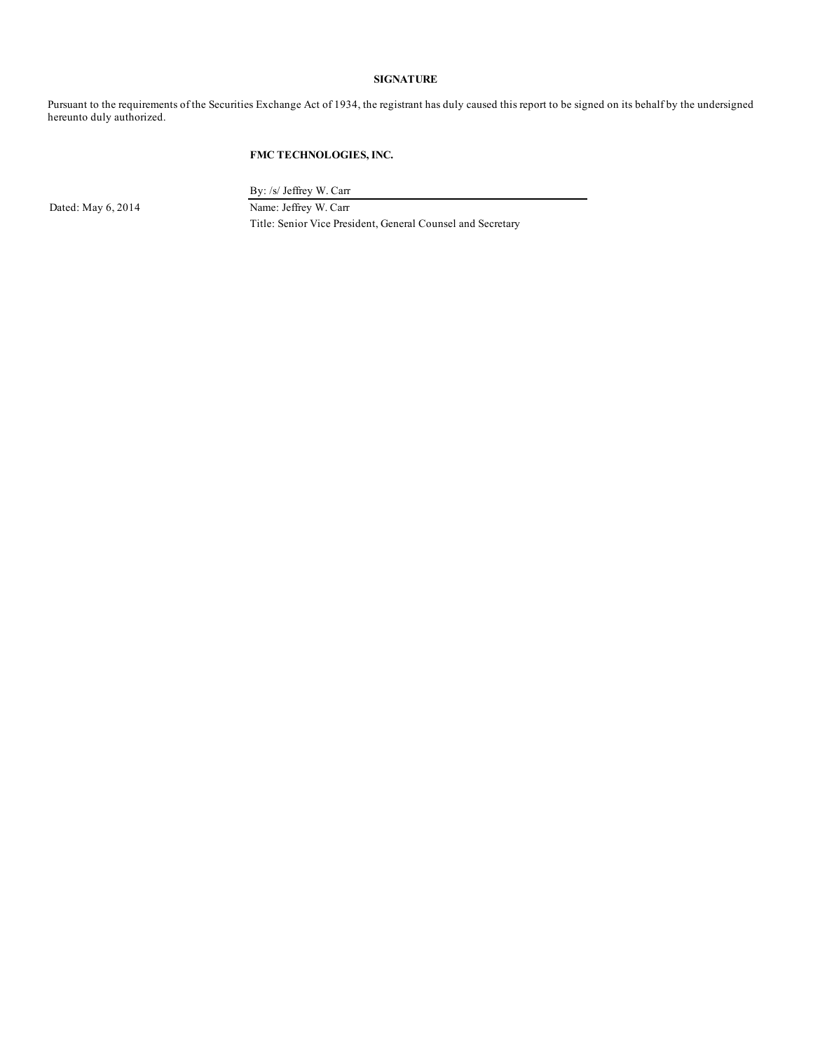**SIGNATURE**

Pursuant to the requirements of the Securities Exchange Act of 1934, the registrant has duly caused this report to be signed on its behalf by the undersigned hereunto duly authorized.

**FMC TECHNOLOGIES, INC.**

| | |
|---|---|
| | By: /s/ Jeffrey W. Carr |
| Dated: May 6, 2014 | Name: Jeffrey W. Carr |
| | Title: Senior Vice President, General Counsel and Secretary |